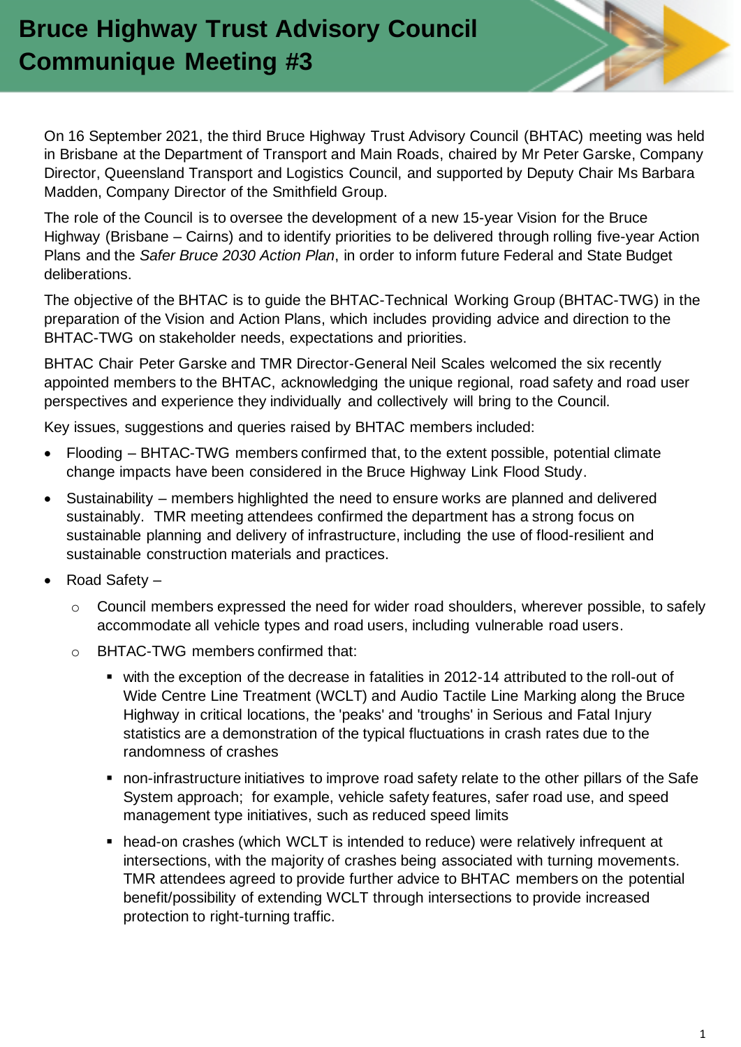# Bruce Highway Trust Advisory Council Communique Meeting #3

On 16 September 2021, the third Bruce Highway Trust Advisory Council (BHTAC) meeting was held in Brisbane at the Department of Transport and Main Roads, chaired by Mr Peter Garske, Company Director, Queensland Transport and Logistics Council, and supported by Deputy Chair Ms Barbara Madden, Company Director of the Smithfield Group.

The role of the Council is to oversee the development of a new 15-year Vision for the Bruce Highway (Brisbane – Cairns) and to identify priorities to be delivered through rolling five-year Action Plans and the *Safer Bruce 2030 Action Plan*, in order to inform future Federal and State Budget deliberations.

The objective of the BHTAC is to guide the BHTAC-Technical Working Group (BHTAC-TWG) in the preparation of the Vision and Action Plans, which includes providing advice and direction to the BHTAC-TWG on stakeholder needs, expectations and priorities.

BHTAC Chair Peter Garske and TMR Director-General Neil Scales welcomed the six recently appointed members to the BHTAC, acknowledging the unique regional, road safety and road user perspectives and experience they individually and collectively will bring to the Council.

Key issues, suggestions and queries raised by BHTAC members included:

- Flooding – BHTAC-TWG members confirmed that, to the extent possible, potential climate change impacts have been considered in the Bruce Highway Link Flood Study.
- Sustainability – members highlighted the need to ensure works are planned and delivered sustainably. TMR meeting attendees confirmed the department has a strong focus on sustainable planning and delivery of infrastructure, including the use of flood-resilient and sustainable construction materials and practices.
- Road Safety –
  - Council members expressed the need for wider road shoulders, wherever possible, to safely accommodate all vehicle types and road users, including vulnerable road users.
  - BHTAC-TWG members confirmed that:
    - with the exception of the decrease in fatalities in 2012-14 attributed to the roll-out of Wide Centre Line Treatment (WCLT) and Audio Tactile Line Marking along the Bruce Highway in critical locations, the 'peaks' and 'troughs' in Serious and Fatal Injury statistics are a demonstration of the typical fluctuations in crash rates due to the randomness of crashes
    - non-infrastructure initiatives to improve road safety relate to the other pillars of the Safe System approach; for example, vehicle safety features, safer road use, and speed management type initiatives, such as reduced speed limits
    - head-on crashes (which WCLT is intended to reduce) were relatively infrequent at intersections, with the majority of crashes being associated with turning movements. TMR attendees agreed to provide further advice to BHTAC members on the potential benefit/possibility of extending WCLT through intersections to provide increased protection to right-turning traffic.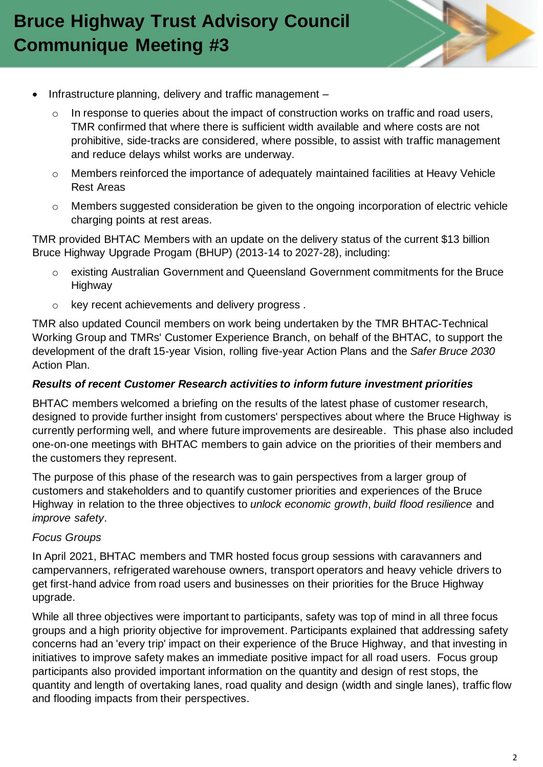- Infrastructure planning, delivery and traffic management –
  - In response to queries about the impact of construction works on traffic and road users, TMR confirmed that where there is sufficient width available and where costs are not prohibitive, side-tracks are considered, where possible, to assist with traffic management and reduce delays whilst works are underway.
  - Members reinforced the importance of adequately maintained facilities at Heavy Vehicle Rest Areas
  - Members suggested consideration be given to the ongoing incorporation of electric vehicle charging points at rest areas.

TMR provided BHTAC Members with an update on the delivery status of the current $13 billion Bruce Highway Upgrade Progam (BHUP) (2013-14 to 2027-28), including:

- existing Australian Government and Queensland Government commitments for the Bruce Highway
- key recent achievements and delivery progress .

TMR also updated Council members on work being undertaken by the TMR BHTAC-Technical Working Group and TMRs' Customer Experience Branch, on behalf of the BHTAC, to support the development of the draft 15-year Vision, rolling five-year Action Plans and the *Safer Bruce 2030* Action Plan.

***Results of recent Customer Research activities to inform future investment priorities***

BHTAC members welcomed a briefing on the results of the latest phase of customer research, designed to provide further insight from customers' perspectives about where the Bruce Highway is currently performing well, and where future improvements are desireable. This phase also included one-on-one meetings with BHTAC members to gain advice on the priorities of their members and the customers they represent.

The purpose of this phase of the research was to gain perspectives from a larger group of customers and stakeholders and to quantify customer priorities and experiences of the Bruce Highway in relation to the three objectives to *unlock economic growth*, *build flood resilience* and *improve safety*.

*Focus Groups*

In April 2021, BHTAC members and TMR hosted focus group sessions with caravanners and campervanners, refrigerated warehouse owners, transport operators and heavy vehicle drivers to get first-hand advice from road users and businesses on their priorities for the Bruce Highway upgrade.

While all three objectives were important to participants, safety was top of mind in all three focus groups and a high priority objective for improvement. Participants explained that addressing safety concerns had an 'every trip' impact on their experience of the Bruce Highway, and that investing in initiatives to improve safety makes an immediate positive impact for all road users. Focus group participants also provided important information on the quantity and design of rest stops, the quantity and length of overtaking lanes, road quality and design (width and single lanes), traffic flow and flooding impacts from their perspectives.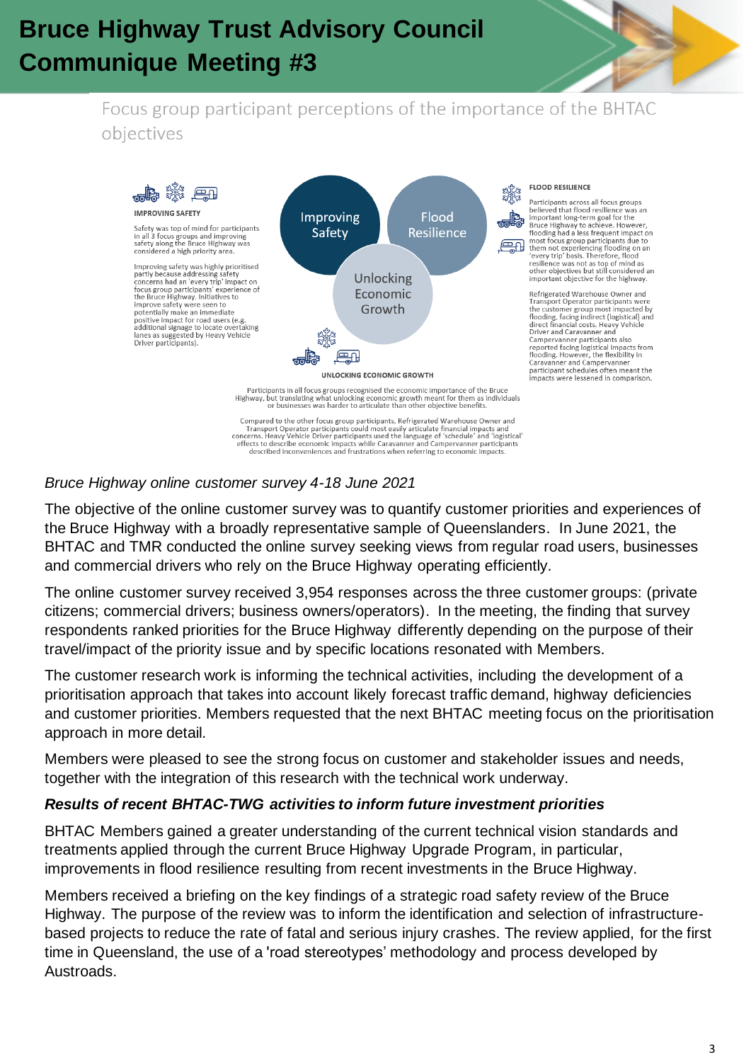# Bruce Highway Trust Advisory Council Communique Meeting #3

Focus group participant perceptions of the importance of the BHTAC objectives

**IMPROVING SAFETY**

Safety was top of mind for participants in all 3 focus groups and improving safety along the Bruce Highway was considered a high priority area.

Improving safety was highly prioritised partly because addressing safety concerns had an 'every trip' impact on focus group participants' experience of the Bruce Highway. Initiatives to improve safety were seen to potentially make an immediate positive impact for road users (e.g. additional signage to locate overtaking lanes as suggested by Heavy Vehicle Driver participants).

Improving Safety | Flood Resilience | Unlocking Economic Growth

**FLOOD RESILIENCE**

Participants across all focus groups believed that flood resilience was an important long-term goal for the Bruce Highway to achieve. However, flooding had a less frequent impact on most focus group participants due to them not experiencing flooding on an 'every trip' basis. Therefore, flood resilience was not as top of mind as other objectives but still considered an important objective for the highway.

Refrigerated Warehouse Owner and Transport Operator participants were the customer group most impacted by flooding, facing indirect (logistical) and direct financial costs. Heavy Vehicle Driver and Caravanner and Campervanner participants also reported facing logistical impacts from flooding. However, the flexibility in Caravanner and Campervanner participant schedules often meant the impacts were lessened in comparison.

**UNLOCKING ECONOMIC GROWTH**

Participants in all focus groups recognised the economic importance of the Bruce Highway, but translating what unlocking economic growth meant for them as individuals or businesses was harder to articulate than other objective benefits.

Compared to the other focus group participants, Refrigerated Warehouse Owner and Transport Operator participants could most easily articulate financial impacts and concerns. Heavy Vehicle Driver participants used the language of 'schedule' and 'logistical' effects to describe economic impacts while Caravanner and Campervanner participants described inconveniences and frustrations when referring to economic impacts.

*Bruce Highway online customer survey 4-18 June 2021*

The objective of the online customer survey was to quantify customer priorities and experiences of the Bruce Highway with a broadly representative sample of Queenslanders. In June 2021, the BHTAC and TMR conducted the online survey seeking views from regular road users, businesses and commercial drivers who rely on the Bruce Highway operating efficiently.

The online customer survey received 3,954 responses across the three customer groups: (private citizens; commercial drivers; business owners/operators). In the meeting, the finding that survey respondents ranked priorities for the Bruce Highway differently depending on the purpose of their travel/impact of the priority issue and by specific locations resonated with Members.

The customer research work is informing the technical activities, including the development of a prioritisation approach that takes into account likely forecast traffic demand, highway deficiencies and customer priorities. Members requested that the next BHTAC meeting focus on the prioritisation approach in more detail.

Members were pleased to see the strong focus on customer and stakeholder issues and needs, together with the integration of this research with the technical work underway.

***Results of recent BHTAC-TWG activities to inform future investment priorities***

BHTAC Members gained a greater understanding of the current technical vision standards and treatments applied through the current Bruce Highway Upgrade Program, in particular, improvements in flood resilience resulting from recent investments in the Bruce Highway.

Members received a briefing on the key findings of a strategic road safety review of the Bruce Highway. The purpose of the review was to inform the identification and selection of infrastructure-based projects to reduce the rate of fatal and serious injury crashes. The review applied, for the first time in Queensland, the use of a 'road stereotypes' methodology and process developed by Austroads.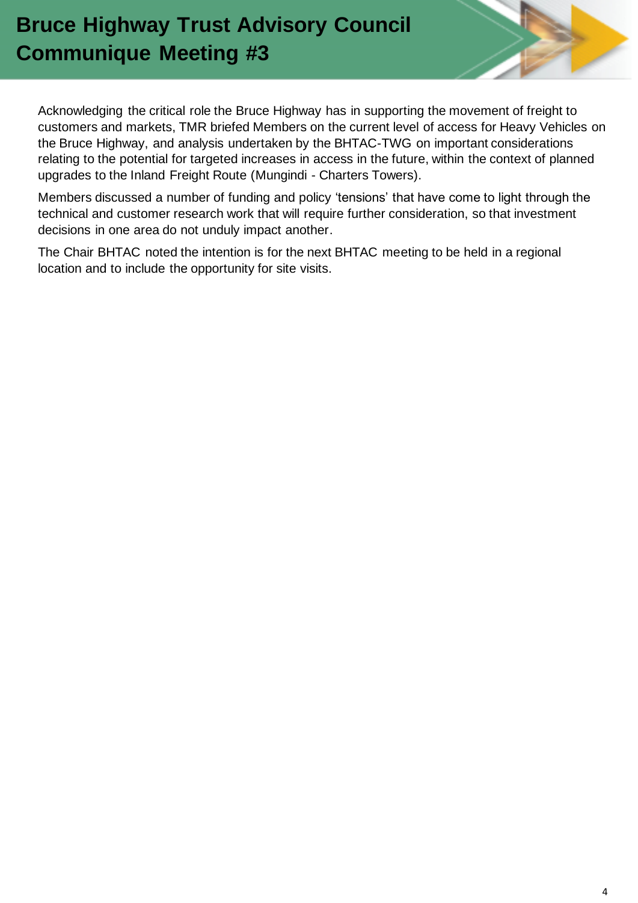# Bruce Highway Trust Advisory Council Communique Meeting #3

Acknowledging the critical role the Bruce Highway has in supporting the movement of freight to customers and markets, TMR briefed Members on the current level of access for Heavy Vehicles on the Bruce Highway, and analysis undertaken by the BHTAC-TWG on important considerations relating to the potential for targeted increases in access in the future, within the context of planned upgrades to the Inland Freight Route (Mungindi - Charters Towers).

Members discussed a number of funding and policy 'tensions' that have come to light through the technical and customer research work that will require further consideration, so that investment decisions in one area do not unduly impact another.

The Chair BHTAC noted the intention is for the next BHTAC meeting to be held in a regional location and to include the opportunity for site visits.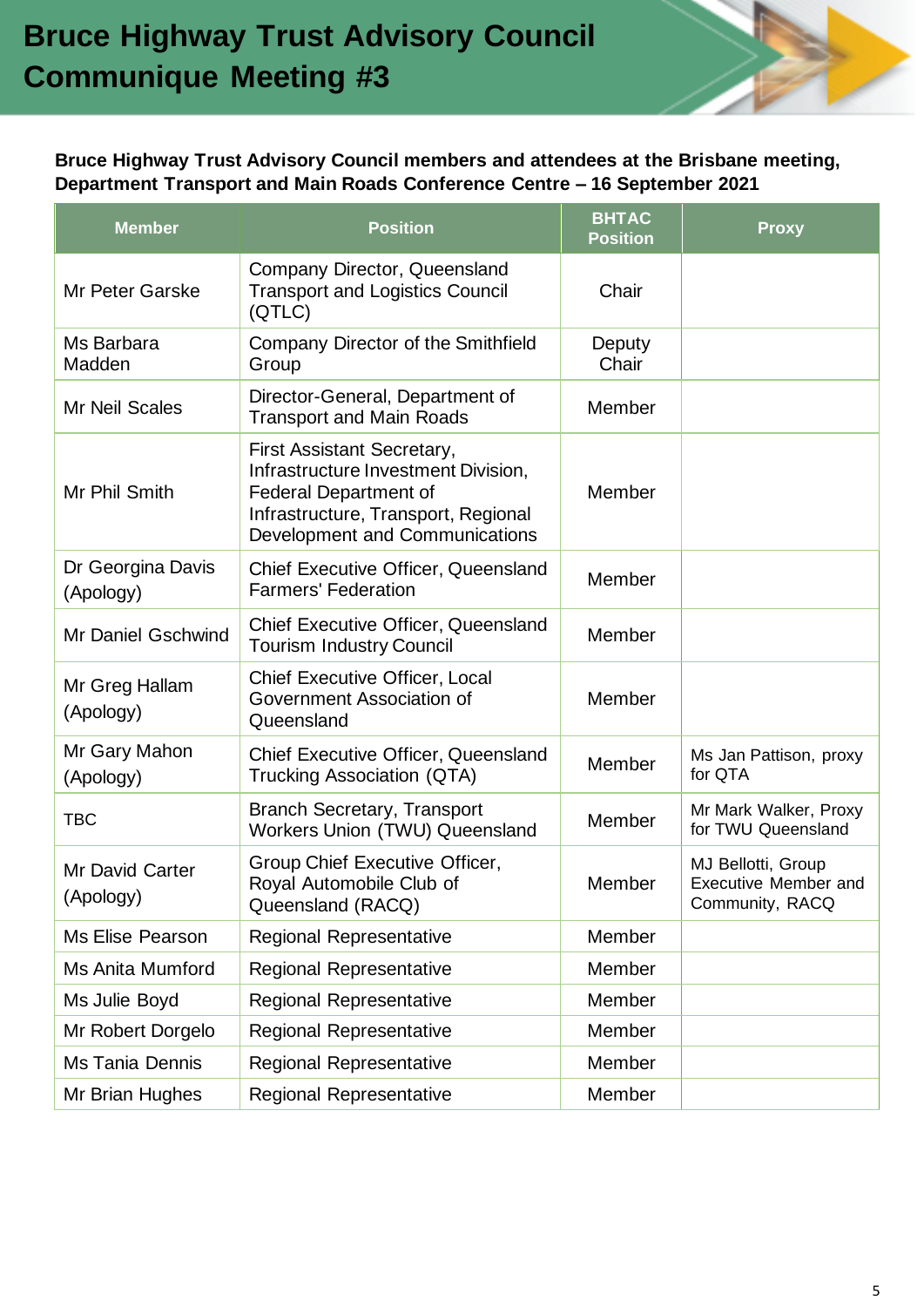# Bruce Highway Trust Advisory Council Communique Meeting #3

**Bruce Highway Trust Advisory Council members and attendees at the Brisbane meeting, Department Transport and Main Roads Conference Centre – 16 September 2021**

| Member | Position | BHTAC Position | Proxy |
|---|---|---|---|
| Mr Peter Garske | Company Director, Queensland Transport and Logistics Council (QTLC) | Chair | |
| Ms Barbara Madden | Company Director of the Smithfield Group | Deputy Chair | |
| Mr Neil Scales | Director-General, Department of Transport and Main Roads | Member | |
| Mr Phil Smith | First Assistant Secretary, Infrastructure Investment Division, Federal Department of Infrastructure, Transport, Regional Development and Communications | Member | |
| Dr Georgina Davis (Apology) | Chief Executive Officer, Queensland Farmers' Federation | Member | |
| Mr Daniel Gschwind | Chief Executive Officer, Queensland Tourism Industry Council | Member | |
| Mr Greg Hallam (Apology) | Chief Executive Officer, Local Government Association of Queensland | Member | |
| Mr Gary Mahon (Apology) | Chief Executive Officer, Queensland Trucking Association (QTA) | Member | Ms Jan Pattison, proxy for QTA |
| TBC | Branch Secretary, Transport Workers Union (TWU) Queensland | Member | Mr Mark Walker, Proxy for TWU Queensland |
| Mr David Carter (Apology) | Group Chief Executive Officer, Royal Automobile Club of Queensland (RACQ) | Member | MJ Bellotti, Group Executive Member and Community, RACQ |
| Ms Elise Pearson | Regional Representative | Member | |
| Ms Anita Mumford | Regional Representative | Member | |
| Ms Julie Boyd | Regional Representative | Member | |
| Mr Robert Dorgelo | Regional Representative | Member | |
| Ms Tania Dennis | Regional Representative | Member | |
| Mr Brian Hughes | Regional Representative | Member | |